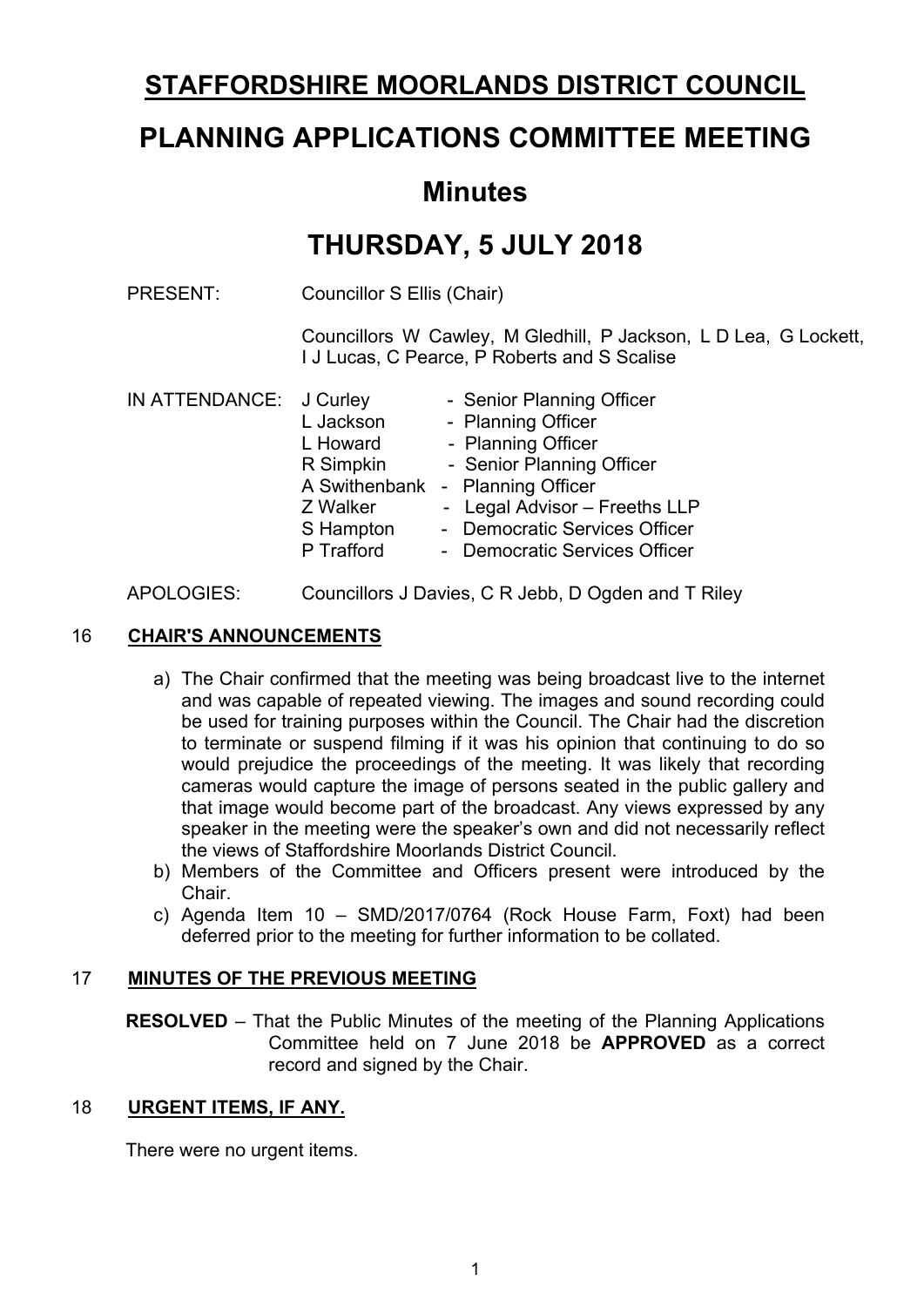# STAFFORDSHIRE MOORLANDS DISTRICT COUNCIL

# PLANNING APPLICATIONS COMMITTEE MEETING

## Minutes

## THURSDAY, 5 JULY 2018

PRESENT: Councillor S Ellis (Chair)

Councillors W Cawley, M Gledhill, P Jackson, L D Lea, G Lockett, I J Lucas, C Pearce, P Roberts and S Scalise

IN ATTENDANCE:

| | |
|---|---|
| J Curley | - Senior Planning Officer |
| L Jackson | - Planning Officer |
| L Howard | - Planning Officer |
| R Simpkin | - Senior Planning Officer |
| A Swithenbank | - Planning Officer |
| Z Walker | - Legal Advisor – Freeths LLP |
| S Hampton | - Democratic Services Officer |
| P Trafford | - Democratic Services Officer |

APOLOGIES: Councillors J Davies, C R Jebb, D Ogden and T Riley

### 16 CHAIR'S ANNOUNCEMENTS

a) The Chair confirmed that the meeting was being broadcast live to the internet and was capable of repeated viewing. The images and sound recording could be used for training purposes within the Council. The Chair had the discretion to terminate or suspend filming if it was his opinion that continuing to do so would prejudice the proceedings of the meeting. It was likely that recording cameras would capture the image of persons seated in the public gallery and that image would become part of the broadcast. Any views expressed by any speaker in the meeting were the speaker's own and did not necessarily reflect the views of Staffordshire Moorlands District Council.
b) Members of the Committee and Officers present were introduced by the Chair.
c) Agenda Item 10 – SMD/2017/0764 (Rock House Farm, Foxt) had been deferred prior to the meeting for further information to be collated.

### 17 MINUTES OF THE PREVIOUS MEETING

**RESOLVED** – That the Public Minutes of the meeting of the Planning Applications Committee held on 7 June 2018 be **APPROVED** as a correct record and signed by the Chair.

### 18 URGENT ITEMS, IF ANY.

There were no urgent items.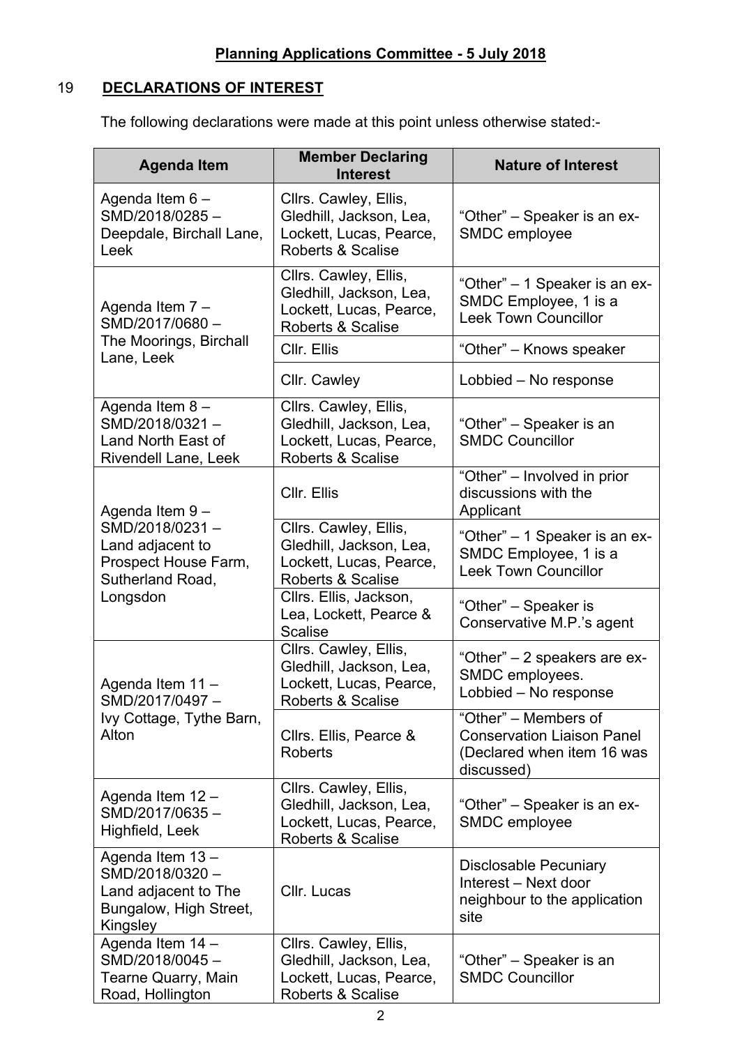## Planning Applications Committee - 5 July 2018

## 19 DECLARATIONS OF INTEREST

The following declarations were made at this point unless otherwise stated:-

| Agenda Item | Member Declaring Interest | Nature of Interest |
|---|---|---|
| Agenda Item 6 – SMD/2018/0285 – Deepdale, Birchall Lane, Leek | Cllrs. Cawley, Ellis, Gledhill, Jackson, Lea, Lockett, Lucas, Pearce, Roberts & Scalise | "Other" – Speaker is an ex-SMDC employee |
| Agenda Item 7 – SMD/2017/0680 – The Moorings, Birchall Lane, Leek | Cllrs. Cawley, Ellis, Gledhill, Jackson, Lea, Lockett, Lucas, Pearce, Roberts & Scalise | "Other" – 1 Speaker is an ex-SMDC Employee, 1 is a Leek Town Councillor |
| | Cllr. Ellis | "Other" – Knows speaker |
| | Cllr. Cawley | Lobbied – No response |
| Agenda Item 8 – SMD/2018/0321 – Land North East of Rivendell Lane, Leek | Cllrs. Cawley, Ellis, Gledhill, Jackson, Lea, Lockett, Lucas, Pearce, Roberts & Scalise | "Other" – Speaker is an SMDC Councillor |
| Agenda Item 9 – SMD/2018/0231 – Land adjacent to Prospect House Farm, Sutherland Road, Longsdon | Cllr. Ellis | "Other" – Involved in prior discussions with the Applicant |
| | Cllrs. Cawley, Ellis, Gledhill, Jackson, Lea, Lockett, Lucas, Pearce, Roberts & Scalise | "Other" – 1 Speaker is an ex-SMDC Employee, 1 is a Leek Town Councillor |
| | Cllrs. Ellis, Jackson, Lea, Lockett, Pearce & Scalise | "Other" – Speaker is Conservative M.P.'s agent |
| Agenda Item 11 – SMD/2017/0497 – Ivy Cottage, Tythe Barn, Alton | Cllrs. Cawley, Ellis, Gledhill, Jackson, Lea, Lockett, Lucas, Pearce, Roberts & Scalise | "Other" – 2 speakers are ex-SMDC employees. Lobbied – No response |
| | Cllrs. Ellis, Pearce & Roberts | "Other" – Members of Conservation Liaison Panel (Declared when item 16 was discussed) |
| Agenda Item 12 – SMD/2017/0635 – Highfield, Leek | Cllrs. Cawley, Ellis, Gledhill, Jackson, Lea, Lockett, Lucas, Pearce, Roberts & Scalise | "Other" – Speaker is an ex-SMDC employee |
| Agenda Item 13 – SMD/2018/0320 – Land adjacent to The Bungalow, High Street, Kingsley | Cllr. Lucas | Disclosable Pecuniary Interest – Next door neighbour to the application site |
| Agenda Item 14 – SMD/2018/0045 – Tearne Quarry, Main Road, Hollington | Cllrs. Cawley, Ellis, Gledhill, Jackson, Lea, Lockett, Lucas, Pearce, Roberts & Scalise | "Other" – Speaker is an SMDC Councillor |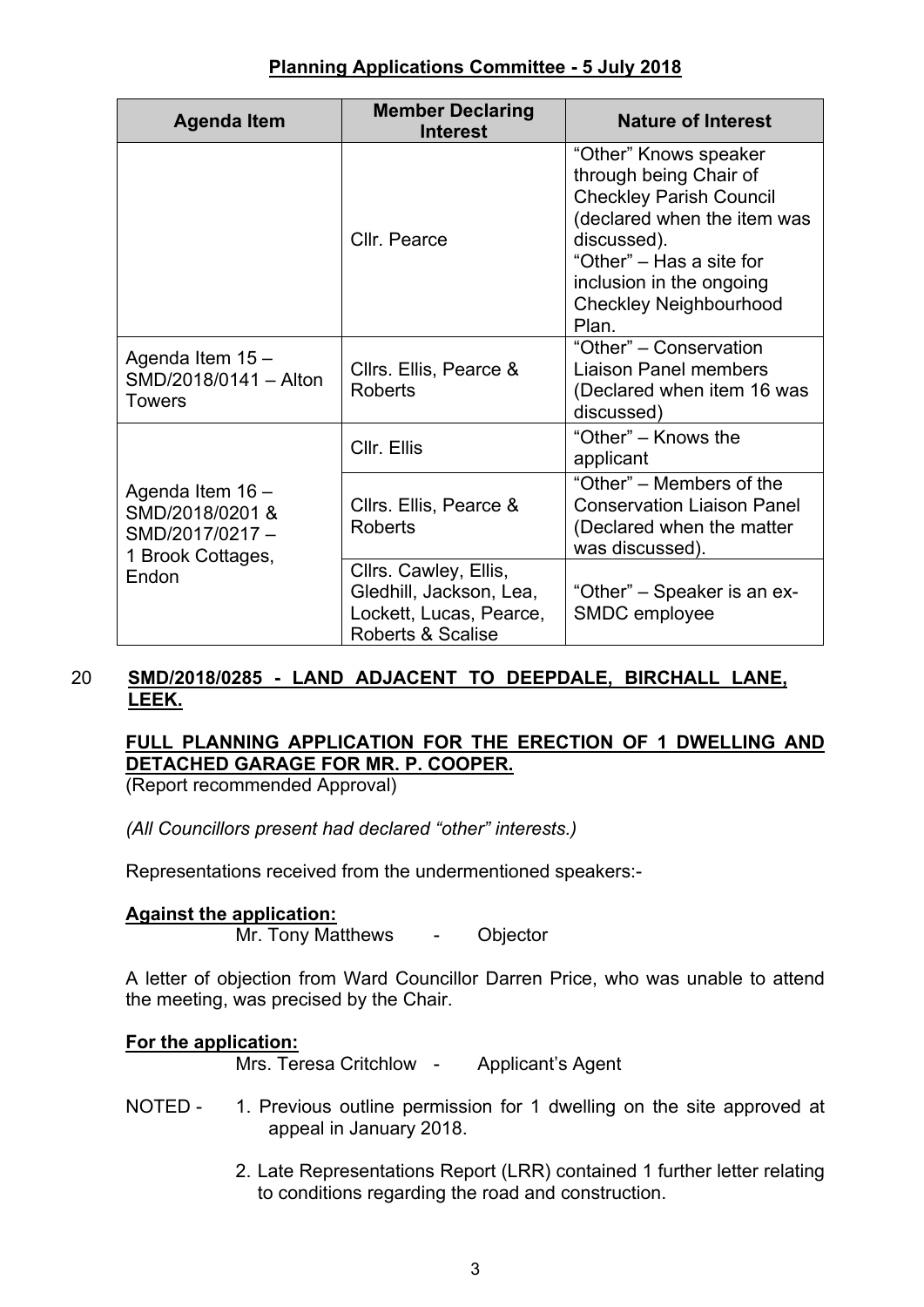**Planning Applications Committee - 5 July 2018**

| Agenda Item | Member Declaring Interest | Nature of Interest |
|---|---|---|
| | Cllr. Pearce | "Other" Knows speaker through being Chair of Checkley Parish Council (declared when the item was discussed).<br>"Other" – Has a site for inclusion in the ongoing Checkley Neighbourhood Plan. |
| Agenda Item 15 – SMD/2018/0141 – Alton Towers | Cllrs. Ellis, Pearce & Roberts | "Other" – Conservation Liaison Panel members (Declared when item 16 was discussed) |
| Agenda Item 16 – SMD/2018/0201 & SMD/2017/0217 – 1 Brook Cottages, Endon | Cllr. Ellis | "Other" – Knows the applicant |
| | Cllrs. Ellis, Pearce & Roberts | "Other" – Members of the Conservation Liaison Panel (Declared when the matter was discussed). |
| | Cllrs. Cawley, Ellis, Gledhill, Jackson, Lea, Lockett, Lucas, Pearce, Roberts & Scalise | "Other" – Speaker is an ex-SMDC employee |

20 **SMD/2018/0285 - LAND ADJACENT TO DEEPDALE, BIRCHALL LANE, LEEK.**

**FULL PLANNING APPLICATION FOR THE ERECTION OF 1 DWELLING AND DETACHED GARAGE FOR MR. P. COOPER.**

(Report recommended Approval)

*(All Councillors present had declared "other" interests.)*

Representations received from the undermentioned speakers:-

**Against the application:**

Mr. Tony Matthews - Objector

A letter of objection from Ward Councillor Darren Price, who was unable to attend the meeting, was precised by the Chair.

**For the application:**

Mrs. Teresa Critchlow - Applicant's Agent

NOTED - 1. Previous outline permission for 1 dwelling on the site approved at appeal in January 2018.

2. Late Representations Report (LRR) contained 1 further letter relating to conditions regarding the road and construction.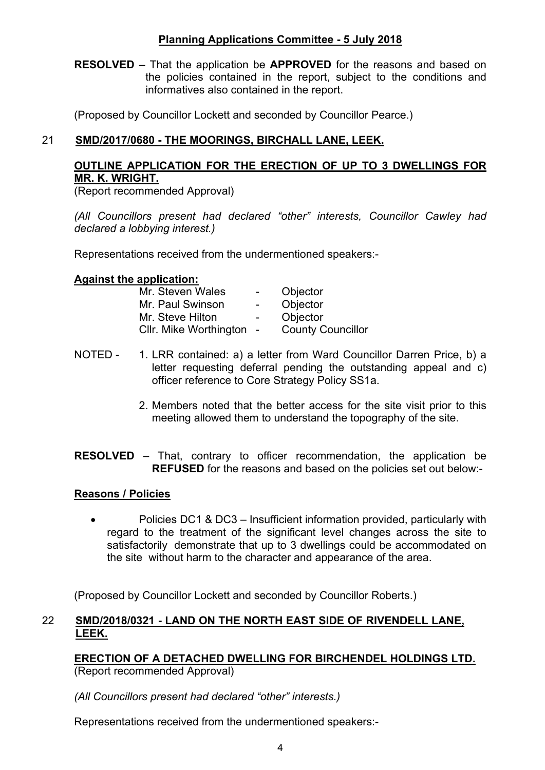## Planning Applications Committee - 5 July 2018

**RESOLVED** – That the application be **APPROVED** for the reasons and based on the policies contained in the report, subject to the conditions and informatives also contained in the report.

(Proposed by Councillor Lockett and seconded by Councillor Pearce.)

### 21 SMD/2017/0680 - THE MOORINGS, BIRCHALL LANE, LEEK.

**OUTLINE APPLICATION FOR THE ERECTION OF UP TO 3 DWELLINGS FOR MR. K. WRIGHT.**

(Report recommended Approval)

*(All Councillors present had declared "other" interests, Councillor Cawley had declared a lobbying interest.)*

Representations received from the undermentioned speakers:-

**Against the application:**

| | | |
|---|---|---|
| Mr. Steven Wales | - | Objector |
| Mr. Paul Swinson | - | Objector |
| Mr. Steve Hilton | - | Objector |
| Cllr. Mike Worthington | - | County Councillor |

NOTED -

1. LRR contained: a) a letter from Ward Councillor Darren Price, b) a letter requesting deferral pending the outstanding appeal and c) officer reference to Core Strategy Policy SS1a.
2. Members noted that the better access for the site visit prior to this meeting allowed them to understand the topography of the site.

**RESOLVED** – That, contrary to officer recommendation, the application be **REFUSED** for the reasons and based on the policies set out below:-

**Reasons / Policies**

- Policies DC1 & DC3 – Insufficient information provided, particularly with regard to the treatment of the significant level changes across the site to satisfactorily demonstrate that up to 3 dwellings could be accommodated on the site without harm to the character and appearance of the area.

(Proposed by Councillor Lockett and seconded by Councillor Roberts.)

### 22 SMD/2018/0321 - LAND ON THE NORTH EAST SIDE OF RIVENDELL LANE, LEEK.

**ERECTION OF A DETACHED DWELLING FOR BIRCHENDEL HOLDINGS LTD.**

(Report recommended Approval)

*(All Councillors present had declared "other" interests.)*

Representations received from the undermentioned speakers:-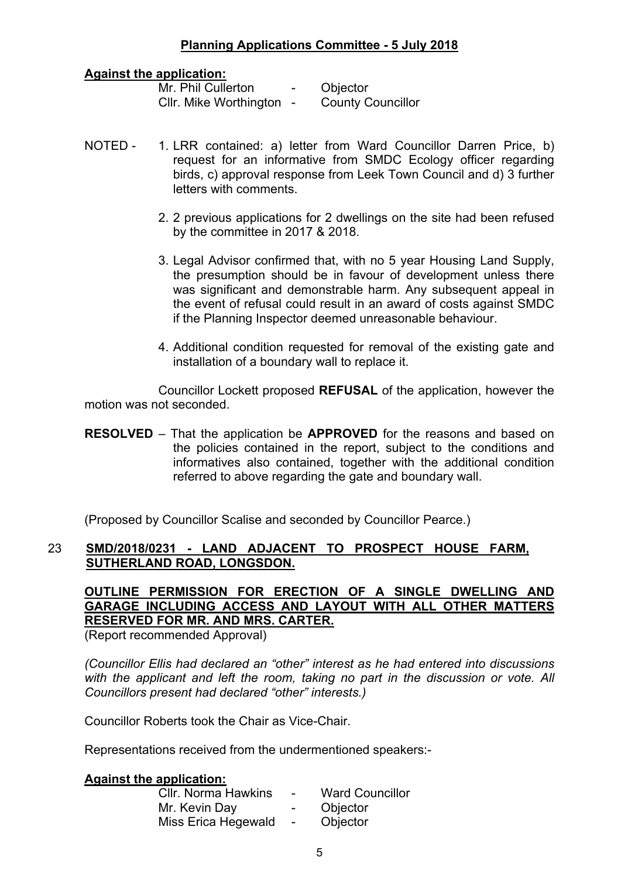**Against the application:**

Mr. Phil Cullerton - Objector
Cllr. Mike Worthington - County Councillor

NOTED -
1. LRR contained: a) letter from Ward Councillor Darren Price, b) request for an informative from SMDC Ecology officer regarding birds, c) approval response from Leek Town Council and d) 3 further letters with comments.
2. 2 previous applications for 2 dwellings on the site had been refused by the committee in 2017 & 2018.
3. Legal Advisor confirmed that, with no 5 year Housing Land Supply, the presumption should be in favour of development unless there was significant and demonstrable harm. Any subsequent appeal in the event of refusal could result in an award of costs against SMDC if the Planning Inspector deemed unreasonable behaviour.
4. Additional condition requested for removal of the existing gate and installation of a boundary wall to replace it.

Councillor Lockett proposed **REFUSAL** of the application, however the motion was not seconded.

**RESOLVED** – That the application be **APPROVED** for the reasons and based on the policies contained in the report, subject to the conditions and informatives also contained, together with the additional condition referred to above regarding the gate and boundary wall.

(Proposed by Councillor Scalise and seconded by Councillor Pearce.)

## 23 SMD/2018/0231 - LAND ADJACENT TO PROSPECT HOUSE FARM, SUTHERLAND ROAD, LONGSDON.

**OUTLINE PERMISSION FOR ERECTION OF A SINGLE DWELLING AND GARAGE INCLUDING ACCESS AND LAYOUT WITH ALL OTHER MATTERS RESERVED FOR MR. AND MRS. CARTER.**

(Report recommended Approval)

*(Councillor Ellis had declared an "other" interest as he had entered into discussions with the applicant and left the room, taking no part in the discussion or vote. All Councillors present had declared "other" interests.)*

Councillor Roberts took the Chair as Vice-Chair.

Representations received from the undermentioned speakers:-

**Against the application:**

Cllr. Norma Hawkins - Ward Councillor
Mr. Kevin Day - Objector
Miss Erica Hegewald - Objector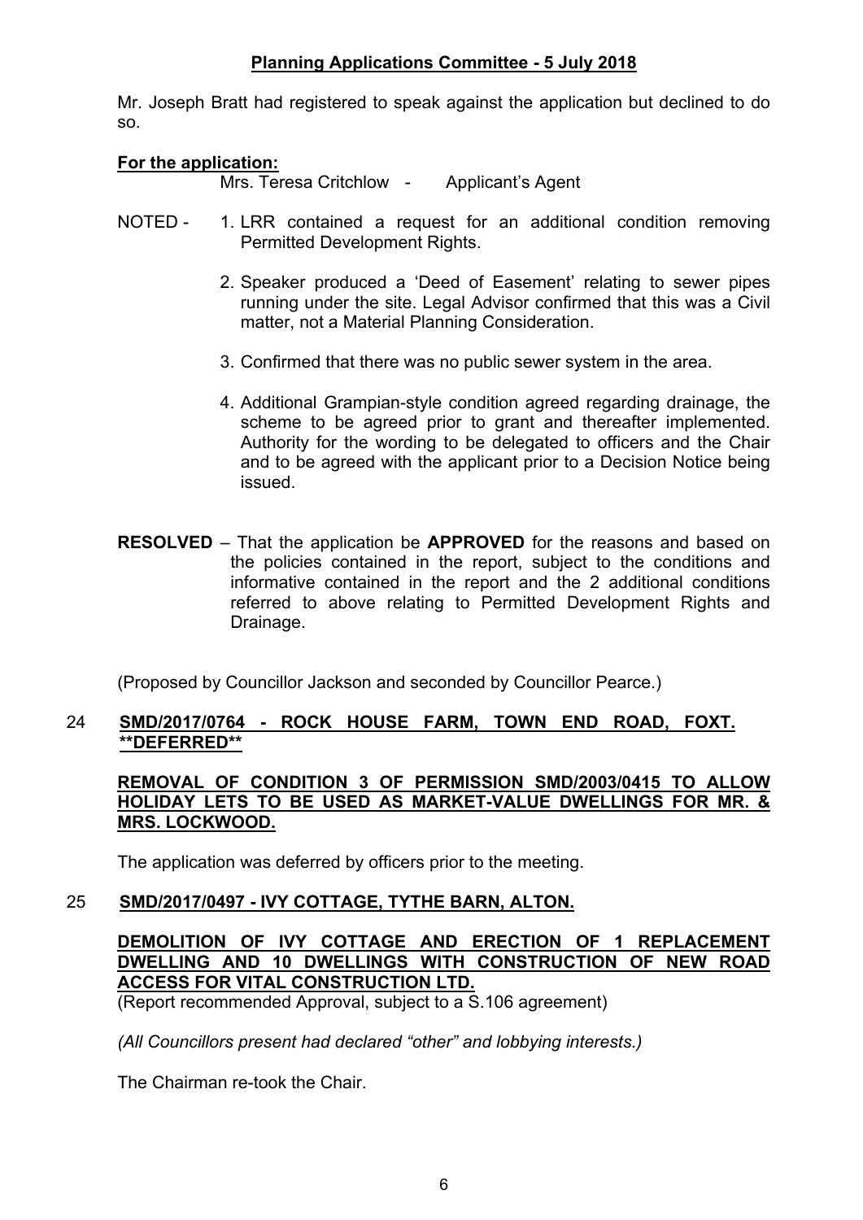Mr. Joseph Bratt had registered to speak against the application but declined to do so.

**For the application:**

Mrs. Teresa Critchlow - Applicant's Agent

NOTED -
1. LRR contained a request for an additional condition removing Permitted Development Rights.
2. Speaker produced a 'Deed of Easement' relating to sewer pipes running under the site. Legal Advisor confirmed that this was a Civil matter, not a Material Planning Consideration.
3. Confirmed that there was no public sewer system in the area.
4. Additional Grampian-style condition agreed regarding drainage, the scheme to be agreed prior to grant and thereafter implemented. Authority for the wording to be delegated to officers and the Chair and to be agreed with the applicant prior to a Decision Notice being issued.

**RESOLVED** – That the application be **APPROVED** for the reasons and based on the policies contained in the report, subject to the conditions and informative contained in the report and the 2 additional conditions referred to above relating to Permitted Development Rights and Drainage.

(Proposed by Councillor Jackson and seconded by Councillor Pearce.)

## 24 SMD/2017/0764 - ROCK HOUSE FARM, TOWN END ROAD, FOXT. **DEFERRED**

**REMOVAL OF CONDITION 3 OF PERMISSION SMD/2003/0415 TO ALLOW HOLIDAY LETS TO BE USED AS MARKET-VALUE DWELLINGS FOR MR. & MRS. LOCKWOOD.**

The application was deferred by officers prior to the meeting.

## 25 SMD/2017/0497 - IVY COTTAGE, TYTHE BARN, ALTON.

**DEMOLITION OF IVY COTTAGE AND ERECTION OF 1 REPLACEMENT DWELLING AND 10 DWELLINGS WITH CONSTRUCTION OF NEW ROAD ACCESS FOR VITAL CONSTRUCTION LTD.**

(Report recommended Approval, subject to a S.106 agreement)

*(All Councillors present had declared "other" and lobbying interests.)*

The Chairman re-took the Chair.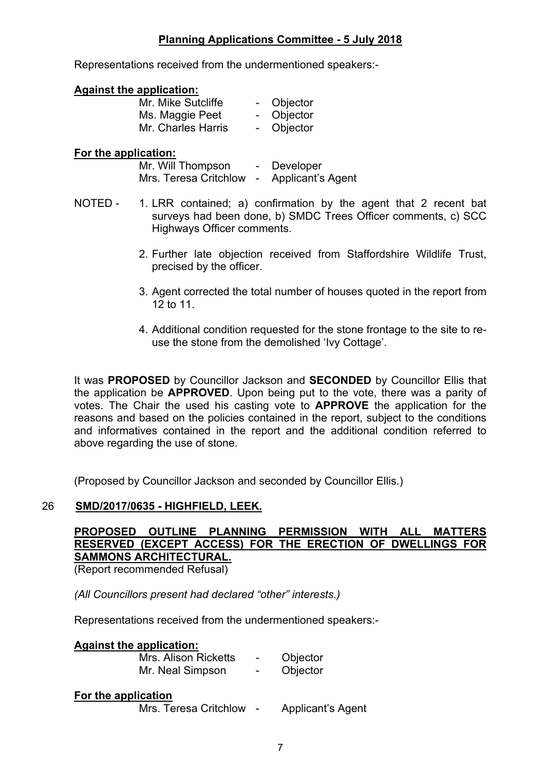**Planning Applications Committee - 5 July 2018**

Representations received from the undermentioned speakers:-

**Against the application:**

Mr. Mike Sutcliffe - Objector
Ms. Maggie Peet - Objector
Mr. Charles Harris - Objector

**For the application:**

Mr. Will Thompson - Developer
Mrs. Teresa Critchlow - Applicant's Agent

NOTED -

1. LRR contained; a) confirmation by the agent that 2 recent bat surveys had been done, b) SMDC Trees Officer comments, c) SCC Highways Officer comments.
2. Further late objection received from Staffordshire Wildlife Trust, precised by the officer.
3. Agent corrected the total number of houses quoted in the report from 12 to 11.
4. Additional condition requested for the stone frontage to the site to re-use the stone from the demolished 'Ivy Cottage'.

It was **PROPOSED** by Councillor Jackson and **SECONDED** by Councillor Ellis that the application be **APPROVED**. Upon being put to the vote, there was a parity of votes. The Chair the used his casting vote to **APPROVE** the application for the reasons and based on the policies contained in the report, subject to the conditions and informatives contained in the report and the additional condition referred to above regarding the use of stone.

(Proposed by Councillor Jackson and seconded by Councillor Ellis.)

## 26 SMD/2017/0635 - HIGHFIELD, LEEK.

**PROPOSED OUTLINE PLANNING PERMISSION WITH ALL MATTERS RESERVED (EXCEPT ACCESS) FOR THE ERECTION OF DWELLINGS FOR SAMMONS ARCHITECTURAL.**
(Report recommended Refusal)

*(All Councillors present had declared "other" interests.)*

Representations received from the undermentioned speakers:-

**Against the application:**

Mrs. Alison Ricketts - Objector
Mr. Neal Simpson - Objector

**For the application**

Mrs. Teresa Critchlow - Applicant's Agent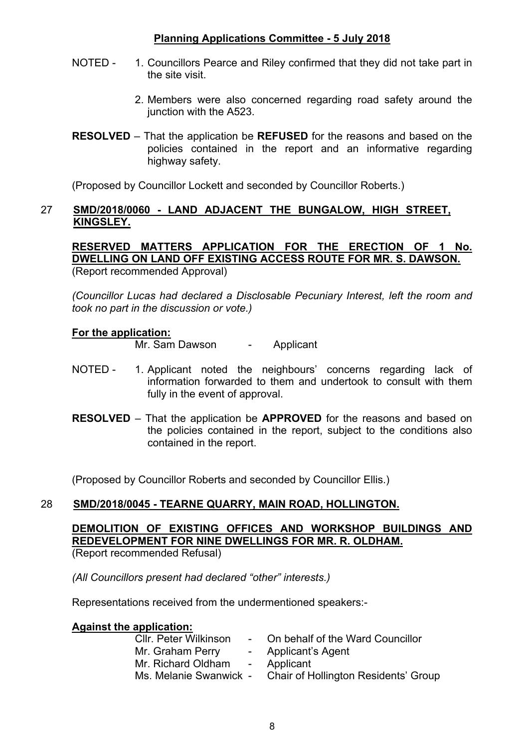NOTED - 1. Councillors Pearce and Riley confirmed that they did not take part in the site visit.

2. Members were also concerned regarding road safety around the junction with the A523.

**RESOLVED** – That the application be **REFUSED** for the reasons and based on the policies contained in the report and an informative regarding highway safety.

(Proposed by Councillor Lockett and seconded by Councillor Roberts.)

## 27 SMD/2018/0060 - LAND ADJACENT THE BUNGALOW, HIGH STREET, KINGSLEY.

**RESERVED MATTERS APPLICATION FOR THE ERECTION OF 1 No. DWELLING ON LAND OFF EXISTING ACCESS ROUTE FOR MR. S. DAWSON.**
(Report recommended Approval)

*(Councillor Lucas had declared a Disclosable Pecuniary Interest, left the room and took no part in the discussion or vote.)*

**For the application:**

Mr. Sam Dawson - Applicant

NOTED - 1. Applicant noted the neighbours' concerns regarding lack of information forwarded to them and undertook to consult with them fully in the event of approval.

**RESOLVED** – That the application be **APPROVED** for the reasons and based on the policies contained in the report, subject to the conditions also contained in the report.

(Proposed by Councillor Roberts and seconded by Councillor Ellis.)

## 28 SMD/2018/0045 - TEARNE QUARRY, MAIN ROAD, HOLLINGTON.

**DEMOLITION OF EXISTING OFFICES AND WORKSHOP BUILDINGS AND REDEVELOPMENT FOR NINE DWELLINGS FOR MR. R. OLDHAM.**
(Report recommended Refusal)

*(All Councillors present had declared "other" interests.)*

Representations received from the undermentioned speakers:-

**Against the application:**

Cllr. Peter Wilkinson - On behalf of the Ward Councillor
Mr. Graham Perry - Applicant's Agent
Mr. Richard Oldham - Applicant
Ms. Melanie Swanwick - Chair of Hollington Residents' Group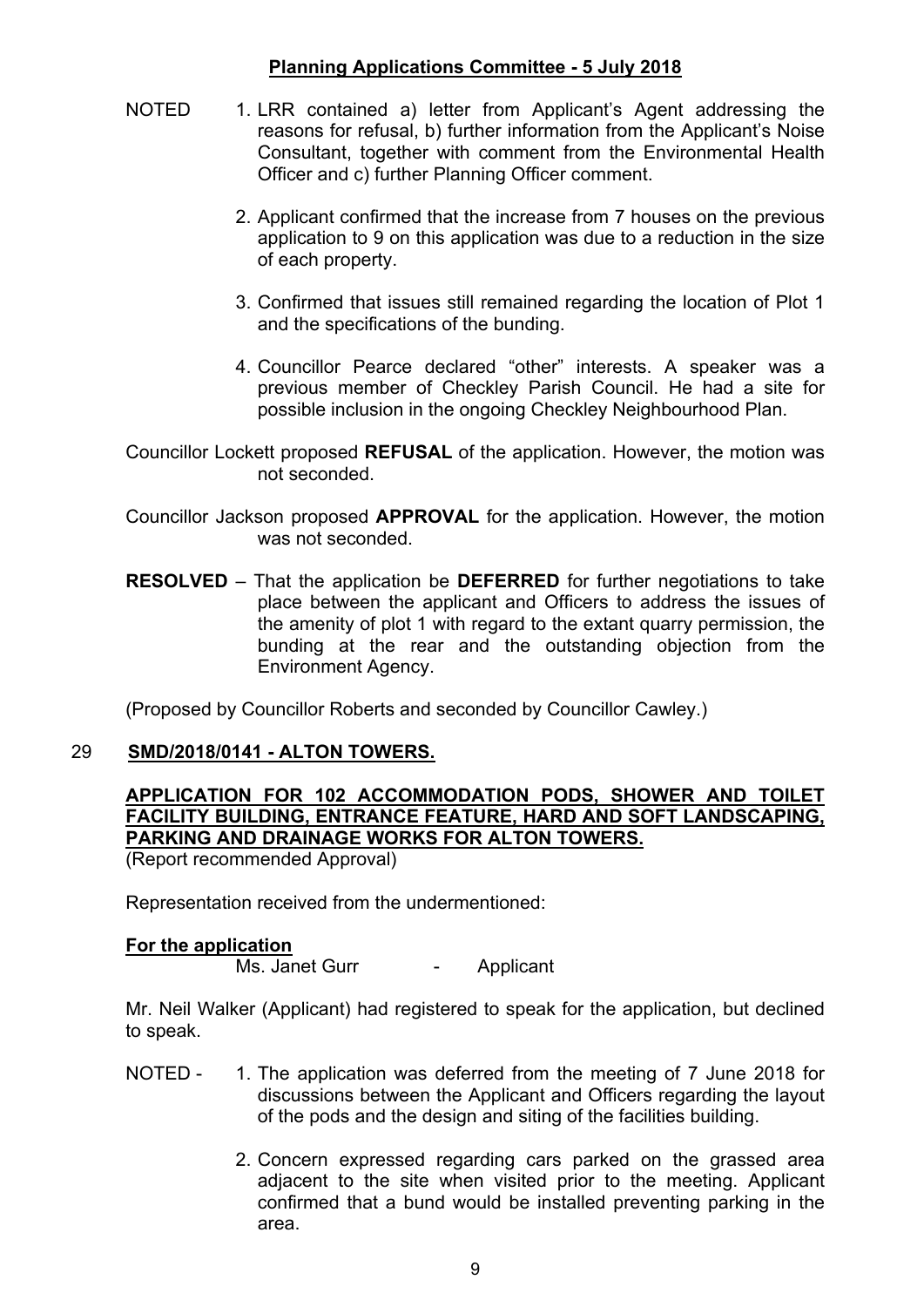**Planning Applications Committee - 5 July 2018**

NOTED

1. LRR contained a) letter from Applicant's Agent addressing the reasons for refusal, b) further information from the Applicant's Noise Consultant, together with comment from the Environmental Health Officer and c) further Planning Officer comment.

2. Applicant confirmed that the increase from 7 houses on the previous application to 9 on this application was due to a reduction in the size of each property.

3. Confirmed that issues still remained regarding the location of Plot 1 and the specifications of the bunding.

4. Councillor Pearce declared "other" interests. A speaker was a previous member of Checkley Parish Council. He had a site for possible inclusion in the ongoing Checkley Neighbourhood Plan.

Councillor Lockett proposed **REFUSAL** of the application. However, the motion was not seconded.

Councillor Jackson proposed **APPROVAL** for the application. However, the motion was not seconded.

**RESOLVED** – That the application be **DEFERRED** for further negotiations to take place between the applicant and Officers to address the issues of the amenity of plot 1 with regard to the extant quarry permission, the bunding at the rear and the outstanding objection from the Environment Agency.

(Proposed by Councillor Roberts and seconded by Councillor Cawley.)

## 29 **SMD/2018/0141 - ALTON TOWERS.**

**APPLICATION FOR 102 ACCOMMODATION PODS, SHOWER AND TOILET FACILITY BUILDING, ENTRANCE FEATURE, HARD AND SOFT LANDSCAPING, PARKING AND DRAINAGE WORKS FOR ALTON TOWERS.**

(Report recommended Approval)

Representation received from the undermentioned:

**For the application**

Ms. Janet Gurr - Applicant

Mr. Neil Walker (Applicant) had registered to speak for the application, but declined to speak.

NOTED -

1. The application was deferred from the meeting of 7 June 2018 for discussions between the Applicant and Officers regarding the layout of the pods and the design and siting of the facilities building.

2. Concern expressed regarding cars parked on the grassed area adjacent to the site when visited prior to the meeting. Applicant confirmed that a bund would be installed preventing parking in the area.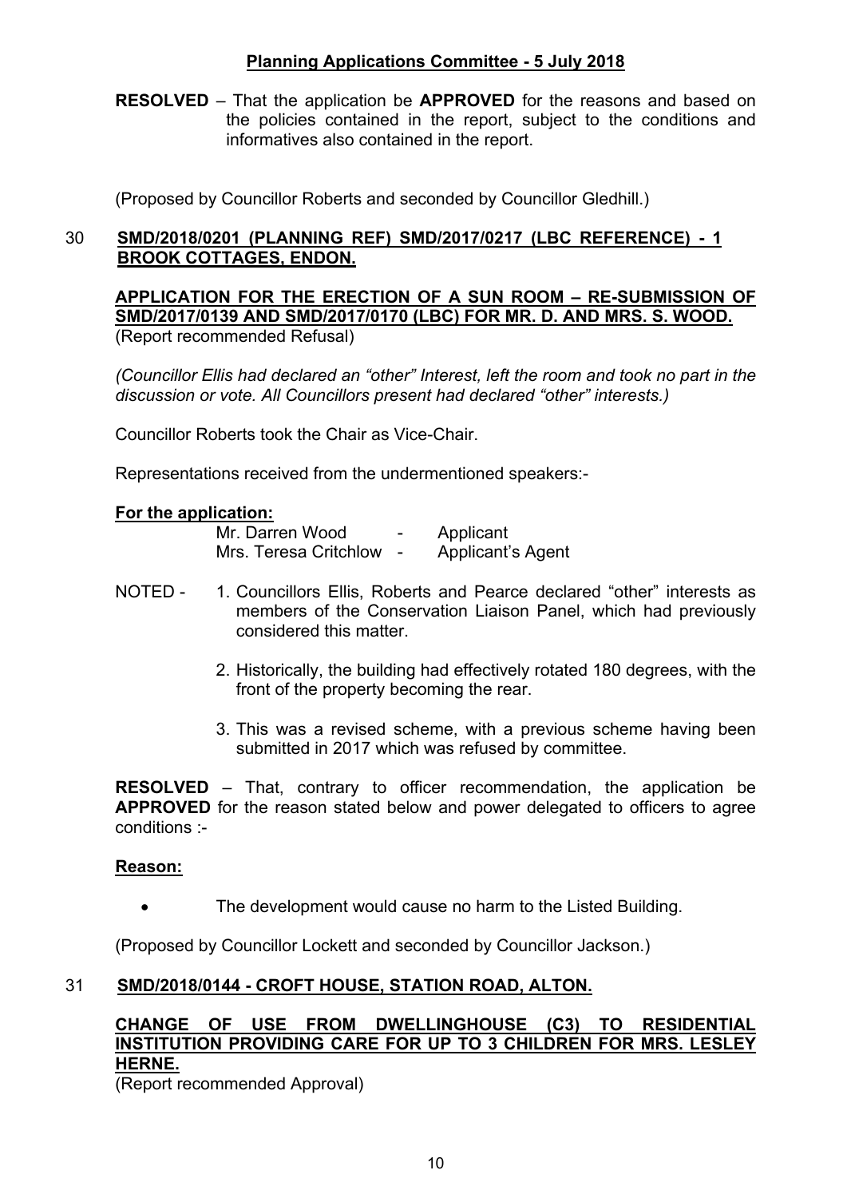**Planning Applications Committee - 5 July 2018**

**RESOLVED** – That the application be **APPROVED** for the reasons and based on the policies contained in the report, subject to the conditions and informatives also contained in the report.

(Proposed by Councillor Roberts and seconded by Councillor Gledhill.)

## 30 SMD/2018/0201 (PLANNING REF) SMD/2017/0217 (LBC REFERENCE) - 1 BROOK COTTAGES, ENDON.

**APPLICATION FOR THE ERECTION OF A SUN ROOM – RE-SUBMISSION OF SMD/2017/0139 AND SMD/2017/0170 (LBC) FOR MR. D. AND MRS. S. WOOD.**
(Report recommended Refusal)

*(Councillor Ellis had declared an "other" Interest, left the room and took no part in the discussion or vote. All Councillors present had declared "other" interests.)*

Councillor Roberts took the Chair as Vice-Chair.

Representations received from the undermentioned speakers:-

**For the application:**

Mr. Darren Wood - Applicant
Mrs. Teresa Critchlow - Applicant's Agent

NOTED -
1. Councillors Ellis, Roberts and Pearce declared "other" interests as members of the Conservation Liaison Panel, which had previously considered this matter.
2. Historically, the building had effectively rotated 180 degrees, with the front of the property becoming the rear.
3. This was a revised scheme, with a previous scheme having been submitted in 2017 which was refused by committee.

**RESOLVED** – That, contrary to officer recommendation, the application be **APPROVED** for the reason stated below and power delegated to officers to agree conditions :-

**Reason:**

- The development would cause no harm to the Listed Building.

(Proposed by Councillor Lockett and seconded by Councillor Jackson.)

## 31 SMD/2018/0144 - CROFT HOUSE, STATION ROAD, ALTON.

**CHANGE OF USE FROM DWELLINGHOUSE (C3) TO RESIDENTIAL INSTITUTION PROVIDING CARE FOR UP TO 3 CHILDREN FOR MRS. LESLEY HERNE.**
(Report recommended Approval)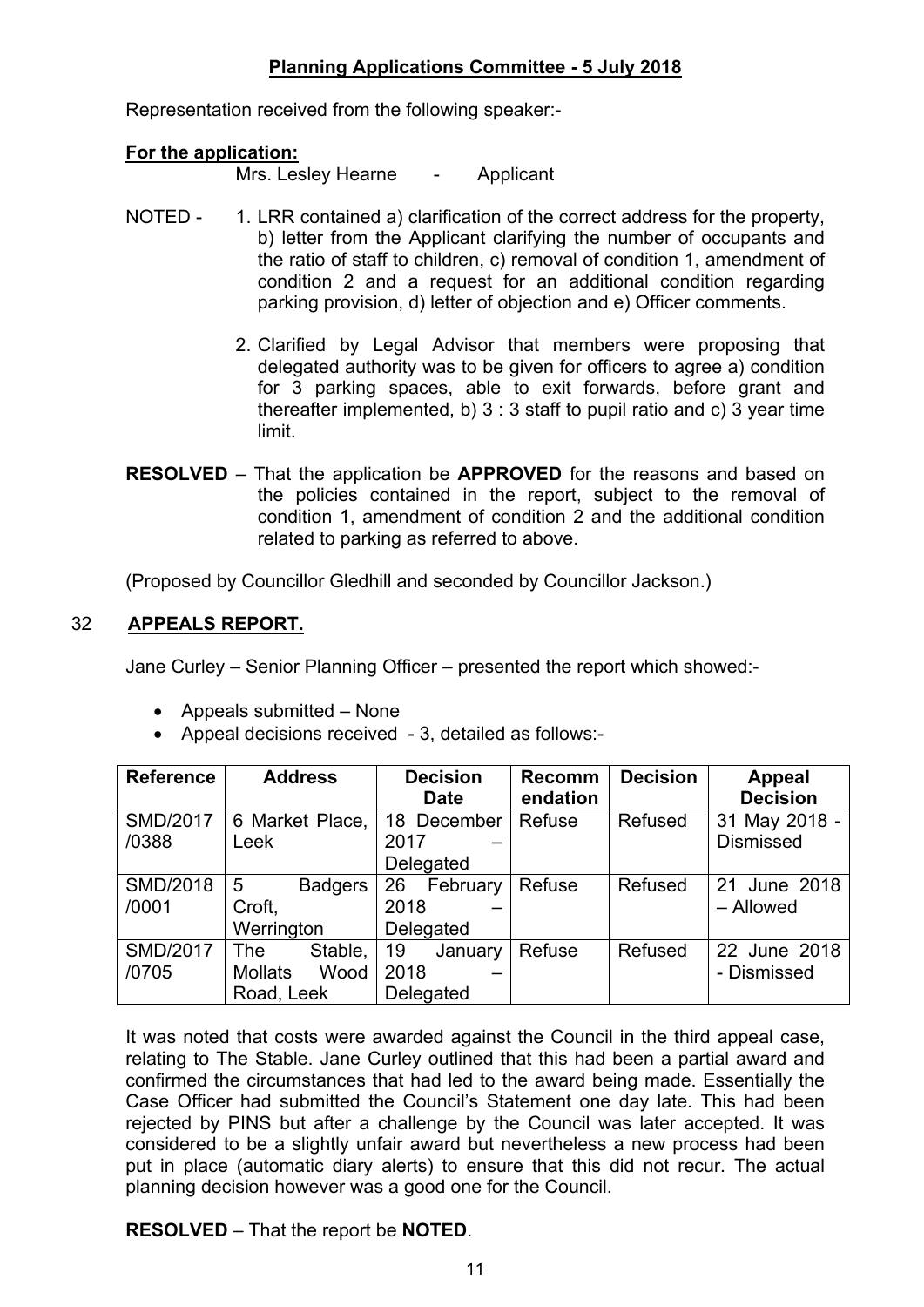## Planning Applications Committee - 5 July 2018

Representation received from the following speaker:-

**For the application:**

Mrs. Lesley Hearne - Applicant

NOTED - 1. LRR contained a) clarification of the correct address for the property, b) letter from the Applicant clarifying the number of occupants and the ratio of staff to children, c) removal of condition 1, amendment of condition 2 and a request for an additional condition regarding parking provision, d) letter of objection and e) Officer comments.

2. Clarified by Legal Advisor that members were proposing that delegated authority was to be given for officers to agree a) condition for 3 parking spaces, able to exit forwards, before grant and thereafter implemented, b) 3 : 3 staff to pupil ratio and c) 3 year time limit.

**RESOLVED** – That the application be **APPROVED** for the reasons and based on the policies contained in the report, subject to the removal of condition 1, amendment of condition 2 and the additional condition related to parking as referred to above.

(Proposed by Councillor Gledhill and seconded by Councillor Jackson.)

## 32 APPEALS REPORT.

Jane Curley – Senior Planning Officer – presented the report which showed:-

- Appeals submitted – None
- Appeal decisions received - 3, detailed as follows:-

| Reference | Address | Decision Date | Recommendation | Decision | Appeal Decision |
|---|---|---|---|---|---|
| SMD/2017/0388 | 6 Market Place, Leek | 18 December 2017 – Delegated | Refuse | Refused | 31 May 2018 - Dismissed |
| SMD/2018/0001 | 5 Badgers Croft, Werrington | 26 February 2018 – Delegated | Refuse | Refused | 21 June 2018 – Allowed |
| SMD/2017/0705 | The Stable, Mollats Wood Road, Leek | 19 January 2018 – Delegated | Refuse | Refused | 22 June 2018 - Dismissed |

It was noted that costs were awarded against the Council in the third appeal case, relating to The Stable. Jane Curley outlined that this had been a partial award and confirmed the circumstances that had led to the award being made. Essentially the Case Officer had submitted the Council's Statement one day late. This had been rejected by PINS but after a challenge by the Council was later accepted. It was considered to be a slightly unfair award but nevertheless a new process had been put in place (automatic diary alerts) to ensure that this did not recur. The actual planning decision however was a good one for the Council.

**RESOLVED** – That the report be **NOTED**.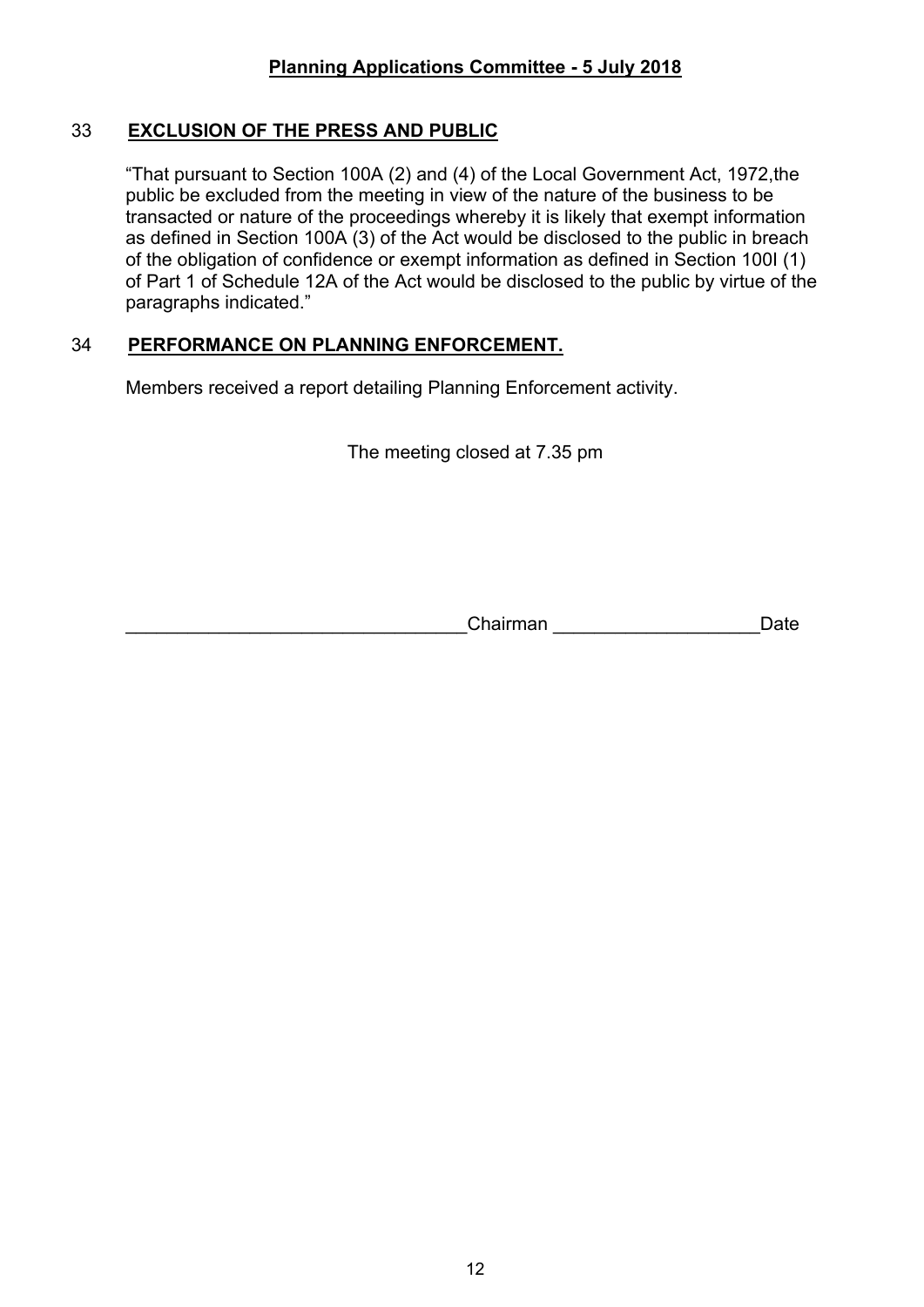## Planning Applications Committee - 5 July 2018

### 33 EXCLUSION OF THE PRESS AND PUBLIC

"That pursuant to Section 100A (2) and (4) of the Local Government Act, 1972,the public be excluded from the meeting in view of the nature of the business to be transacted or nature of the proceedings whereby it is likely that exempt information as defined in Section 100A (3) of the Act would be disclosed to the public in breach of the obligation of confidence or exempt information as defined in Section 100I (1) of Part 1 of Schedule 12A of the Act would be disclosed to the public by virtue of the paragraphs indicated."

### 34 PERFORMANCE ON PLANNING ENFORCEMENT.

Members received a report detailing Planning Enforcement activity.

The meeting closed at 7.35 pm

________________________________Chairman ____________________Date